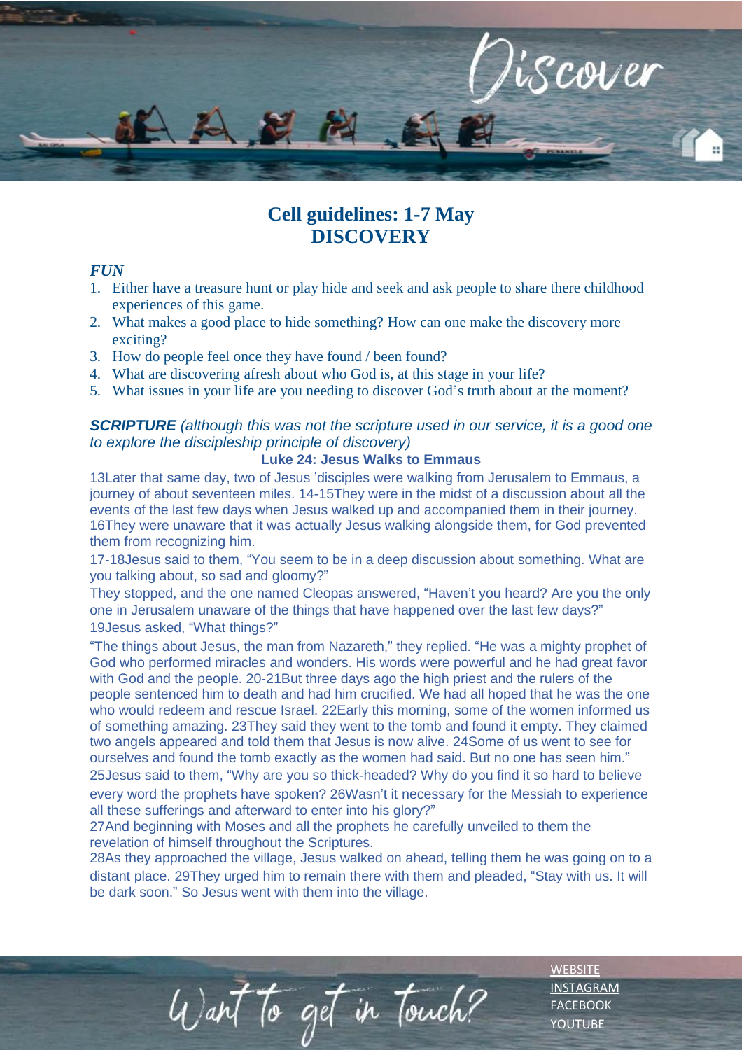Discover

# Cell guidelines: 1-7 May
# DISCOVERY

***FUN***

1. Either have a treasure hunt or play hide and seek and ask people to share there childhood experiences of this game.
2. What makes a good place to hide something? How can one make the discovery more exciting?
3. How do people feel once they have found / been found?
4. What are discovering afresh about who God is, at this stage in your life?
5. What issues in your life are you needing to discover God's truth about at the moment?

***SCRIPTURE*** *(although this was not the scripture used in our service, it is a good one to explore the discipleship principle of discovery)*

**Luke 24: Jesus Walks to Emmaus**

13Later that same day, two of Jesus 'disciples were walking from Jerusalem to Emmaus, a journey of about seventeen miles. 14-15They were in the midst of a discussion about all the events of the last few days when Jesus walked up and accompanied them in their journey. 16They were unaware that it was actually Jesus walking alongside them, for God prevented them from recognizing him.

17-18Jesus said to them, "You seem to be in a deep discussion about something. What are you talking about, so sad and gloomy?"

They stopped, and the one named Cleopas answered, "Haven't you heard? Are you the only one in Jerusalem unaware of the things that have happened over the last few days?"

19Jesus asked, "What things?"

"The things about Jesus, the man from Nazareth," they replied. "He was a mighty prophet of God who performed miracles and wonders. His words were powerful and he had great favor with God and the people. 20-21But three days ago the high priest and the rulers of the people sentenced him to death and had him crucified. We had all hoped that he was the one who would redeem and rescue Israel. 22Early this morning, some of the women informed us of something amazing. 23They said they went to the tomb and found it empty. They claimed two angels appeared and told them that Jesus is now alive. 24Some of us went to see for ourselves and found the tomb exactly as the women had said. But no one has seen him."

25Jesus said to them, "Why are you so thick-headed? Why do you find it so hard to believe every word the prophets have spoken? 26Wasn't it necessary for the Messiah to experience all these sufferings and afterward to enter into his glory?"

27And beginning with Moses and all the prophets he carefully unveiled to them the revelation of himself throughout the Scriptures.

28As they approached the village, Jesus walked on ahead, telling them he was going on to a distant place. 29They urged him to remain there with them and pleaded, "Stay with us. It will be dark soon." So Jesus went with them into the village.

Want to get in touch?

WEBSITE
INSTAGRAM
FACEBOOK
YOUTUBE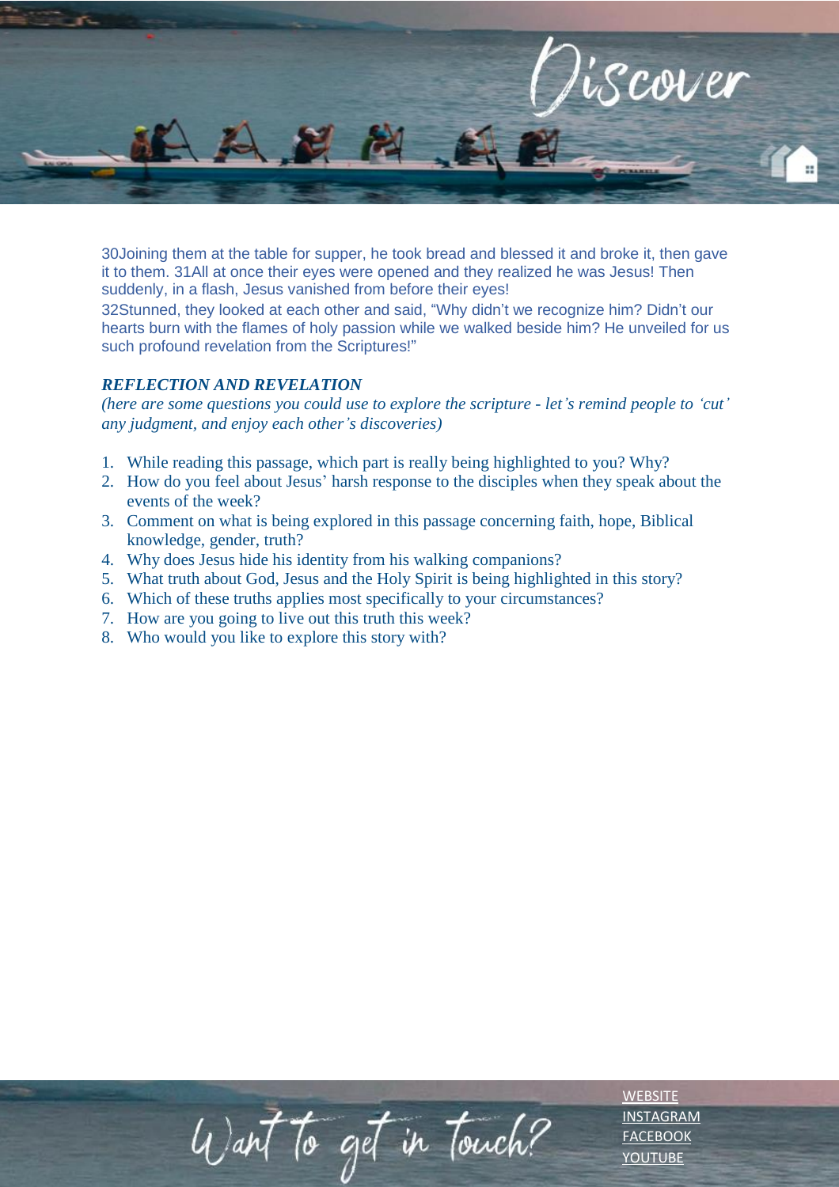30Joining them at the table for supper, he took bread and blessed it and broke it, then gave it to them. 31All at once their eyes were opened and they realized he was Jesus! Then suddenly, in a flash, Jesus vanished from before their eyes!

32Stunned, they looked at each other and said, "Why didn't we recognize him? Didn't our hearts burn with the flames of holy passion while we walked beside him? He unveiled for us such profound revelation from the Scriptures!"

***REFLECTION AND REVELATION***

*(here are some questions you could use to explore the scripture - let's remind people to 'cut' any judgment, and enjoy each other's discoveries)*

1. While reading this passage, which part is really being highlighted to you? Why?
2. How do you feel about Jesus' harsh response to the disciples when they speak about the events of the week?
3. Comment on what is being explored in this passage concerning faith, hope, Biblical knowledge, gender, truth?
4. Why does Jesus hide his identity from his walking companions?
5. What truth about God, Jesus and the Holy Spirit is being highlighted in this story?
6. Which of these truths applies most specifically to your circumstances?
7. How are you going to live out this truth this week?
8. Who would you like to explore this story with?

Want to get in touch?

WEBSITE
INSTAGRAM
FACEBOOK
YOUTUBE